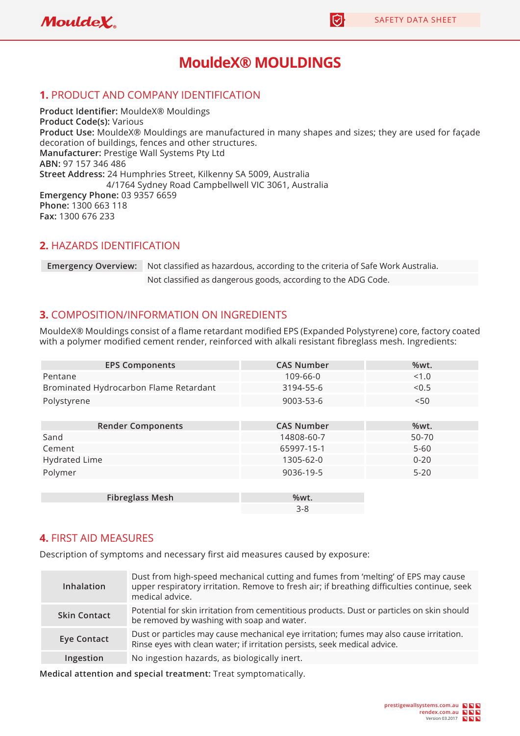# MouldeX® MOULDINGS

## 1. PRODUCT AND COMPANY IDENTIFICATION

**Product Identifier:** MouldeX® Mouldings
**Product Code(s):** Various
**Product Use:** MouldeX® Mouldings are manufactured in many shapes and sizes; they are used for façade decoration of buildings, fences and other structures.
**Manufacturer:** Prestige Wall Systems Pty Ltd
**ABN:** 97 157 346 486
**Street Address:** 24 Humphries Street, Kilkenny SA 5009, Australia
4/1764 Sydney Road Campbellwell VIC 3061, Australia
**Emergency Phone:** 03 9357 6659
**Phone:** 1300 663 118
**Fax:** 1300 676 233

## 2. HAZARDS IDENTIFICATION

| Emergency Overview: | Not classified as hazardous, according to the criteria of Safe Work Australia. |
|---|---|
| | Not classified as dangerous goods, according to the ADG Code. |

## 3. COMPOSITION/INFORMATION ON INGREDIENTS

MouldeX® Mouldings consist of a flame retardant modified EPS (Expanded Polystyrene) core, factory coated with a polymer modified cement render, reinforced with alkali resistant fibreglass mesh. Ingredients:

| EPS Components | CAS Number | %wt. |
|---|---|---|
| Pentane | 109-66-0 | <1.0 |
| Brominated Hydrocarbon Flame Retardant | 3194-55-6 | <0.5 |
| Polystyrene | 9003-53-6 | <50 |

| Render Components | CAS Number | %wt. |
|---|---|---|
| Sand | 14808-60-7 | 50-70 |
| Cement | 65997-15-1 | 5-60 |
| Hydrated Lime | 1305-62-0 | 0-20 |
| Polymer | 9036-19-5 | 5-20 |

| Fibreglass Mesh | %wt. |
|---|---|
| | 3-8 |

## 4. FIRST AID MEASURES

Description of symptoms and necessary first aid measures caused by exposure:

| | |
|---|---|
| **Inhalation** | Dust from high-speed mechanical cutting and fumes from 'melting' of EPS may cause upper respiratory irritation. Remove to fresh air; if breathing difficulties continue, seek medical advice. |
| **Skin Contact** | Potential for skin irritation from cementitious products. Dust or particles on skin should be removed by washing with soap and water. |
| **Eye Contact** | Dust or particles may cause mechanical eye irritation; fumes may also cause irritation. Rinse eyes with clean water; if irritation persists, seek medical advice. |
| **Ingestion** | No ingestion hazards, as biologically inert. |

**Medical attention and special treatment:** Treat symptomatically.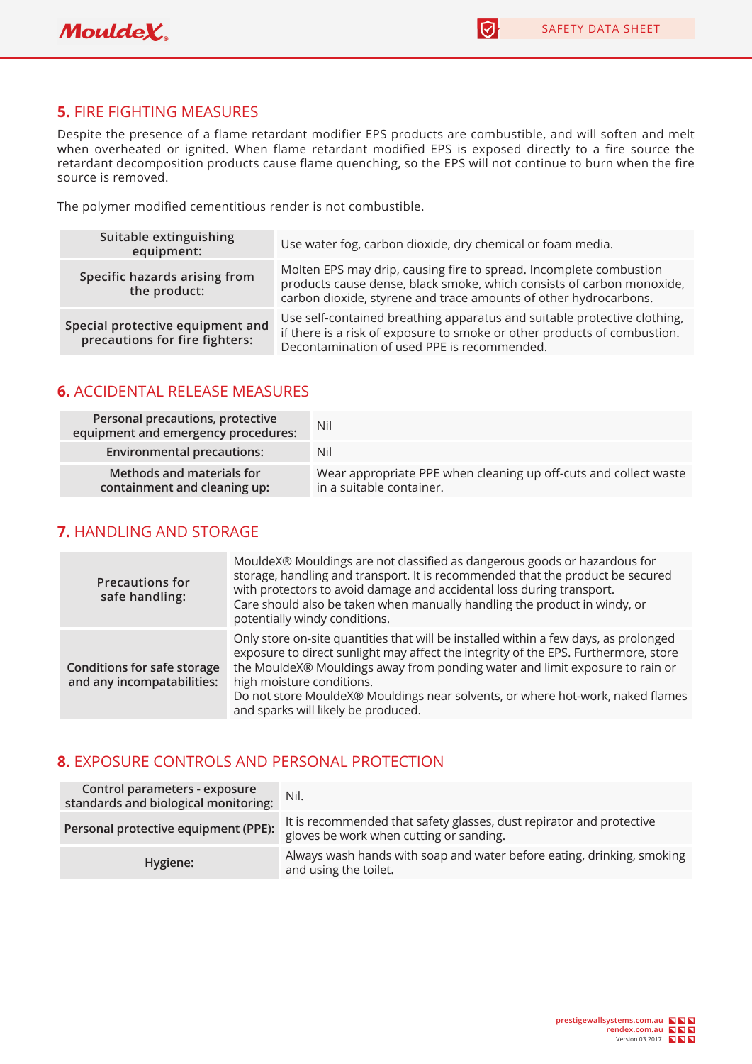## 5. FIRE FIGHTING MEASURES

Despite the presence of a flame retardant modifier EPS products are combustible, and will soften and melt when overheated or ignited. When flame retardant modified EPS is exposed directly to a fire source the retardant decomposition products cause flame quenching, so the EPS will not continue to burn when the fire source is removed.

The polymer modified cementitious render is not combustible.

| | |
|---|---|
| Suitable extinguishing equipment: | Use water fog, carbon dioxide, dry chemical or foam media. |
| Specific hazards arising from the product: | Molten EPS may drip, causing fire to spread. Incomplete combustion products cause dense, black smoke, which consists of carbon monoxide, carbon dioxide, styrene and trace amounts of other hydrocarbons. |
| Special protective equipment and precautions for fire fighters: | Use self-contained breathing apparatus and suitable protective clothing, if there is a risk of exposure to smoke or other products of combustion. Decontamination of used PPE is recommended. |

## 6. ACCIDENTAL RELEASE MEASURES

| | |
|---|---|
| Personal precautions, protective equipment and emergency procedures: | Nil |
| Environmental precautions: | Nil |
| Methods and materials for containment and cleaning up: | Wear appropriate PPE when cleaning up off-cuts and collect waste in a suitable container. |

## 7. HANDLING AND STORAGE

| | |
|---|---|
| Precautions for safe handling: | MouldeX® Mouldings are not classified as dangerous goods or hazardous for storage, handling and transport. It is recommended that the product be secured with protectors to avoid damage and accidental loss during transport.<br>Care should also be taken when manually handling the product in windy, or potentially windy conditions. |
| Conditions for safe storage and any incompatibilities: | Only store on-site quantities that will be installed within a few days, as prolonged exposure to direct sunlight may affect the integrity of the EPS. Furthermore, store the MouldeX® Mouldings away from ponding water and limit exposure to rain or high moisture conditions.<br>Do not store MouldeX® Mouldings near solvents, or where hot-work, naked flames and sparks will likely be produced. |

## 8. EXPOSURE CONTROLS AND PERSONAL PROTECTION

| | |
|---|---|
| Control parameters - exposure standards and biological monitoring: | Nil. |
| Personal protective equipment (PPE): | It is recommended that safety glasses, dust repirator and protective gloves be work when cutting or sanding. |
| Hygiene: | Always wash hands with soap and water before eating, drinking, smoking and using the toilet. |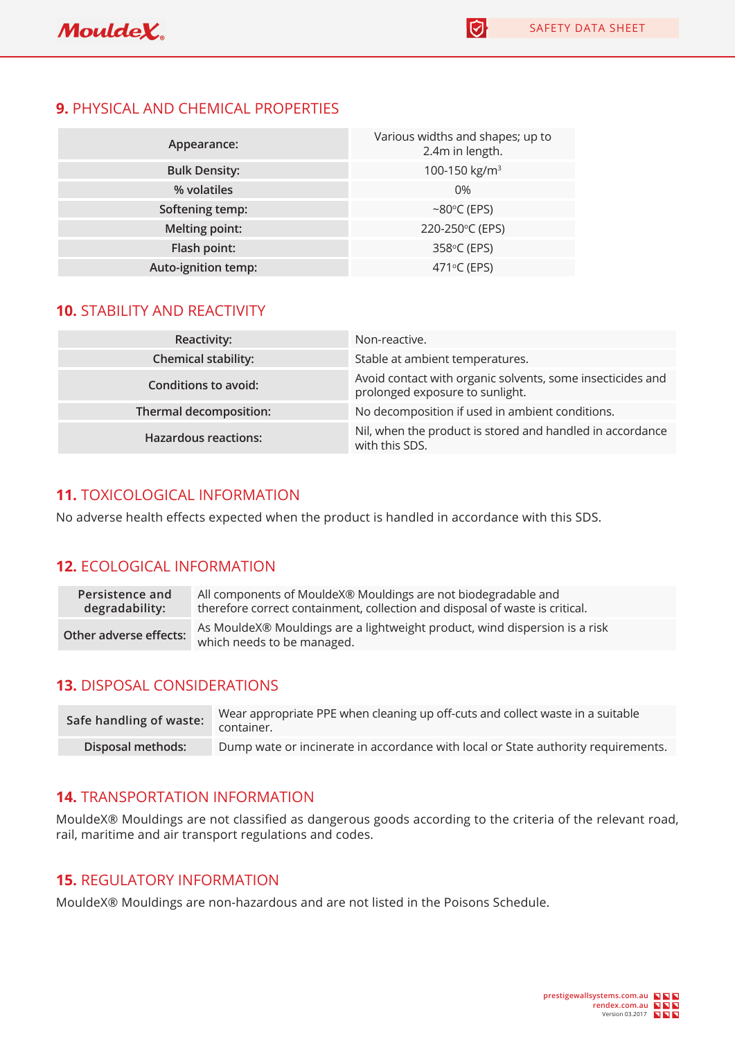## 9. PHYSICAL AND CHEMICAL PROPERTIES

| | |
|---|---|
| Appearance: | Various widths and shapes; up to 2.4m in length. |
| Bulk Density: | 100-150 kg/m$^3$ |
| % volatiles | 0% |
| Softening temp: | ~80°C (EPS) |
| Melting point: | 220-250°C (EPS) |
| Flash point: | 358°C (EPS) |
| Auto-ignition temp: | 471°C (EPS) |

## 10. STABILITY AND REACTIVITY

| | |
|---|---|
| Reactivity: | Non-reactive. |
| Chemical stability: | Stable at ambient temperatures. |
| Conditions to avoid: | Avoid contact with organic solvents, some insecticides and prolonged exposure to sunlight. |
| Thermal decomposition: | No decomposition if used in ambient conditions. |
| Hazardous reactions: | Nil, when the product is stored and handled in accordance with this SDS. |

## 11. TOXICOLOGICAL INFORMATION

No adverse health effects expected when the product is handled in accordance with this SDS.

## 12. ECOLOGICAL INFORMATION

| | |
|---|---|
| Persistence and degradability: | All components of MouldeX® Mouldings are not biodegradable and therefore correct containment, collection and disposal of waste is critical. |
| Other adverse effects: | As MouldeX® Mouldings are a lightweight product, wind dispersion is a risk which needs to be managed. |

## 13. DISPOSAL CONSIDERATIONS

| | |
|---|---|
| Safe handling of waste: | Wear appropriate PPE when cleaning up off-cuts and collect waste in a suitable container. |
| Disposal methods: | Dump wate or incinerate in accordance with local or State authority requirements. |

## 14. TRANSPORTATION INFORMATION

MouldeX® Mouldings are not classified as dangerous goods according to the criteria of the relevant road, rail, maritime and air transport regulations and codes.

## 15. REGULATORY INFORMATION

MouldeX® Mouldings are non-hazardous and are not listed in the Poisons Schedule.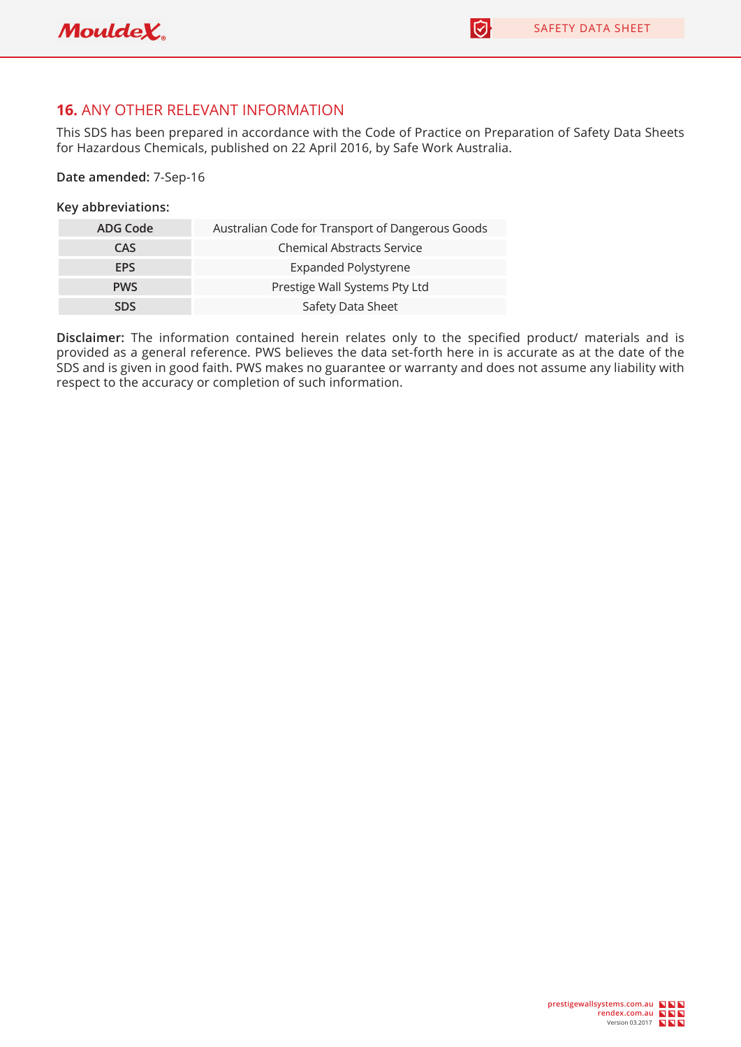## 16. ANY OTHER RELEVANT INFORMATION

This SDS has been prepared in accordance with the Code of Practice on Preparation of Safety Data Sheets for Hazardous Chemicals, published on 22 April 2016, by Safe Work Australia.

**Date amended:** 7-Sep-16

**Key abbreviations:**

| | |
|---|---|
| ADG Code | Australian Code for Transport of Dangerous Goods |
| CAS | Chemical Abstracts Service |
| EPS | Expanded Polystyrene |
| PWS | Prestige Wall Systems Pty Ltd |
| SDS | Safety Data Sheet |

**Disclaimer:** The information contained herein relates only to the specified product/ materials and is provided as a general reference. PWS believes the data set-forth here in is accurate as at the date of the SDS and is given in good faith. PWS makes no guarantee or warranty and does not assume any liability with respect to the accuracy or completion of such information.